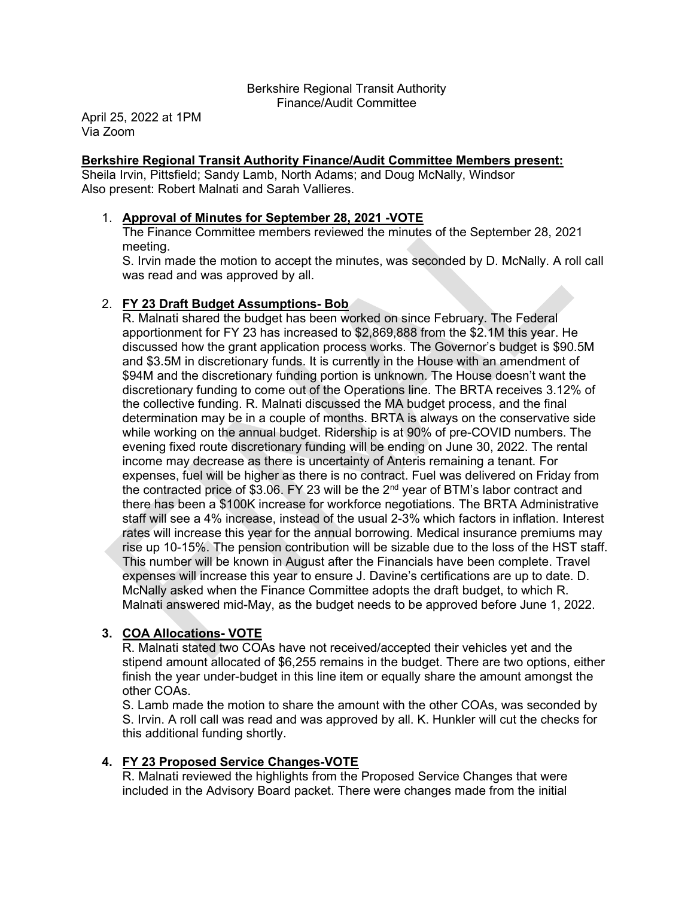Berkshire Regional Transit Authority
Finance/Audit Committee

April 25, 2022 at 1PM
Via Zoom

**Berkshire Regional Transit Authority Finance/Audit Committee Members present:**
Sheila Irvin, Pittsfield; Sandy Lamb, North Adams; and Doug McNally, Windsor
Also present: Robert Malnati and Sarah Vallieres.

1. **Approval of Minutes for September 28, 2021 -VOTE**
   The Finance Committee members reviewed the minutes of the September 28, 2021 meeting.
   S. Irvin made the motion to accept the minutes, was seconded by D. McNally. A roll call was read and was approved by all.

2. **FY 23 Draft Budget Assumptions- Bob**
   R. Malnati shared the budget has been worked on since February. The Federal apportionment for FY 23 has increased to $2,869,888 from the $2.1M this year. He discussed how the grant application process works. The Governor's budget is $90.5M and $3.5M in discretionary funds. It is currently in the House with an amendment of $94M and the discretionary funding portion is unknown. The House doesn't want the discretionary funding to come out of the Operations line. The BRTA receives 3.12% of the collective funding. R. Malnati discussed the MA budget process, and the final determination may be in a couple of months. BRTA is always on the conservative side while working on the annual budget. Ridership is at 90% of pre-COVID numbers. The evening fixed route discretionary funding will be ending on June 30, 2022. The rental income may decrease as there is uncertainty of Anteris remaining a tenant. For expenses, fuel will be higher as there is no contract. Fuel was delivered on Friday from the contracted price of $3.06. FY 23 will be the 2nd year of BTM's labor contract and there has been a $100K increase for workforce negotiations. The BRTA Administrative staff will see a 4% increase, instead of the usual 2-3% which factors in inflation. Interest rates will increase this year for the annual borrowing. Medical insurance premiums may rise up 10-15%. The pension contribution will be sizable due to the loss of the HST staff. This number will be known in August after the Financials have been complete. Travel expenses will increase this year to ensure J. Davine's certifications are up to date. D. McNally asked when the Finance Committee adopts the draft budget, to which R. Malnati answered mid-May, as the budget needs to be approved before June 1, 2022.

3. **COA Allocations- VOTE**
   R. Malnati stated two COAs have not received/accepted their vehicles yet and the stipend amount allocated of $6,255 remains in the budget. There are two options, either finish the year under-budget in this line item or equally share the amount amongst the other COAs.
   S. Lamb made the motion to share the amount with the other COAs, was seconded by S. Irvin. A roll call was read and was approved by all. K. Hunkler will cut the checks for this additional funding shortly.

4. **FY 23 Proposed Service Changes-VOTE**
   R. Malnati reviewed the highlights from the Proposed Service Changes that were included in the Advisory Board packet. There were changes made from the initial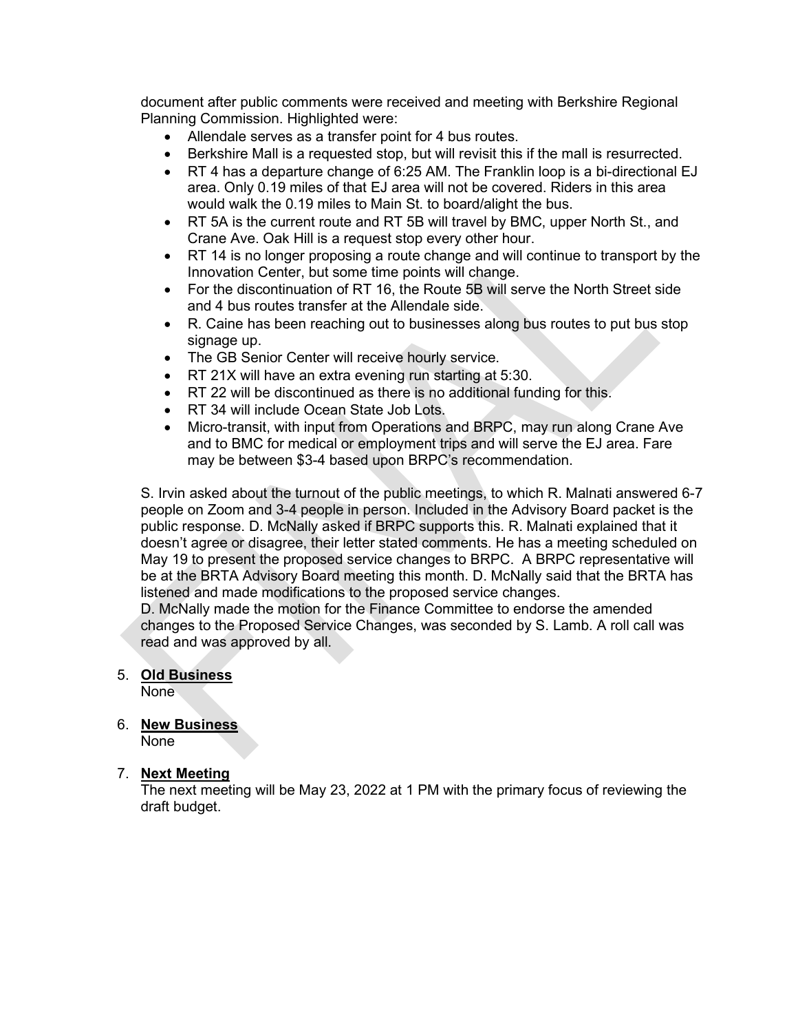document after public comments were received and meeting with Berkshire Regional Planning Commission. Highlighted were:

- Allendale serves as a transfer point for 4 bus routes.
- Berkshire Mall is a requested stop, but will revisit this if the mall is resurrected.
- RT 4 has a departure change of 6:25 AM. The Franklin loop is a bi-directional EJ area. Only 0.19 miles of that EJ area will not be covered. Riders in this area would walk the 0.19 miles to Main St. to board/alight the bus.
- RT 5A is the current route and RT 5B will travel by BMC, upper North St., and Crane Ave. Oak Hill is a request stop every other hour.
- RT 14 is no longer proposing a route change and will continue to transport by the Innovation Center, but some time points will change.
- For the discontinuation of RT 16, the Route 5B will serve the North Street side and 4 bus routes transfer at the Allendale side.
- R. Caine has been reaching out to businesses along bus routes to put bus stop signage up.
- The GB Senior Center will receive hourly service.
- RT 21X will have an extra evening run starting at 5:30.
- RT 22 will be discontinued as there is no additional funding for this.
- RT 34 will include Ocean State Job Lots.
- Micro-transit, with input from Operations and BRPC, may run along Crane Ave and to BMC for medical or employment trips and will serve the EJ area. Fare may be between $3-4 based upon BRPC's recommendation.

S. Irvin asked about the turnout of the public meetings, to which R. Malnati answered 6-7 people on Zoom and 3-4 people in person. Included in the Advisory Board packet is the public response. D. McNally asked if BRPC supports this. R. Malnati explained that it doesn't agree or disagree, their letter stated comments. He has a meeting scheduled on May 19 to present the proposed service changes to BRPC. A BRPC representative will be at the BRTA Advisory Board meeting this month. D. McNally said that the BRTA has listened and made modifications to the proposed service changes.

D. McNally made the motion for the Finance Committee to endorse the amended changes to the Proposed Service Changes, was seconded by S. Lamb. A roll call was read and was approved by all.

5. **Old Business**

   None

6. **New Business**

   None

7. **Next Meeting**

   The next meeting will be May 23, 2022 at 1 PM with the primary focus of reviewing the draft budget.